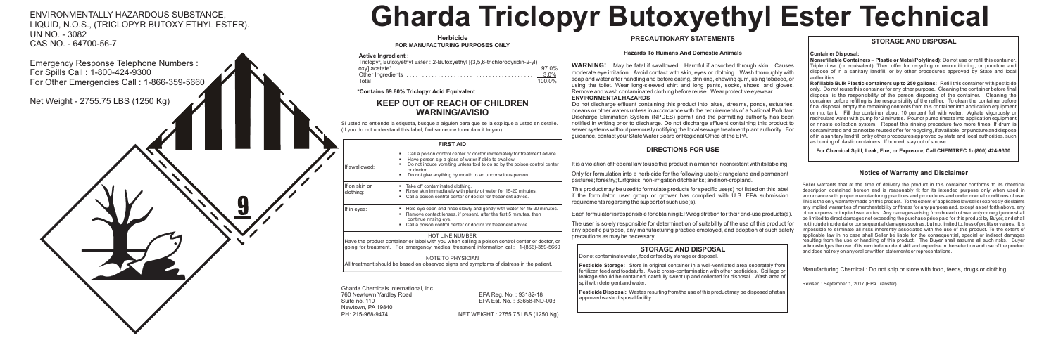ENVIRONMENTALLY HAZARDOUS SUBSTANCE, LIQUID, N.O.S., (TRICLOPYR BUTOXY ETHYL ESTER).
UN NO. - 3082
CAS NO. - 64700-56-7

Emergency Response Telephone Numbers :
For Spills Call : 1-800-424-9300
For Other Emergencies Call : 1-866-359-5660

Net Weight - 2755.75 LBS (1250 Kg)

9

# Gharda Triclopyr Butoxyethyl Ester Technical

**Herbicide**
**FOR MANUFACTURING PURPOSES ONLY**

**Active Ingredient** :

| | |
|---|---|
| Triclopyr, Butoxyethyl Ester : 2-Butoxyethyl [(3,5,6-trichloropyridin-2-yl) oxy] acetate* | 97.0% |
| Other Ingredients | 3.0% |
| Total | 100.0% |

**\*Contains 69.80% Triclopyr Acid Equivalent**

## KEEP OUT OF REACH OF CHILDREN
## WARNING/AVISIO

Si usted no entiende la etiqueta, busque a aiguien para que se la explique a usted en detalle. (If you do not understand this label, find someone to explain it to you).

| **FIRST AID** | |
|---|---|
| If swallowed: | • Call a poison control center or doctor immediately for treatment advice. • Have person sip a glass of water if able to swallow. • Do not induce vomiting unless told to do so by the poison control center or doctor. • Do not give anything by mouth to an unconscious person. |
| If on skin or clothing: | • Take off contaminated clothing. • Rinse skin immediately with plenty of water for 15-20 minutes. • Call a poison control center or doctor for treatment advice. |
| If in eyes: | • Hold eye open and rinse slowly and gently with water for 15-20 minutes. • Remove contact lenses, if present, after the first 5 minutes, then continue rinsing eye. • Call a poison control center or doctor for treatment advice. |
| HOT LINE NUMBER Have the product container or label with you when calling a poison control center or doctor, or going for treatment. For emergency medical treatment information call: 1-(866)-359-5660 | |
| NOTE TO PHYSICIAN All treatment should be based on observed signs and symptoms of distress in the patient. | |

Gharda Chemicals International, Inc.
760 Newtown Yardley Road
Suite no. 110
Newtown, PA 19840
PH: 215-968-9474

EPA Reg. No. : 93182-18
EPA Est. No. : 33658-IND-003

NET WEIGHT : 2755.75 LBS (1250 Kg)

## PRECAUTIONARY STATEMENTS

### Hazards To Humans And Domestic Animals

**WARNING!** May be fatal if swallowed. Harmful if absorbed through skin. Causes moderate eye irritation. Avoid contact with skin, eyes or clothing. Wash thoroughly with soap and water after handling and before eating, drinking, chewing gum, using tobacco, or using the toilet. Wear long-sleeved shirt and long pants, socks, shoes, and gloves. Remove and wash contaminated clothing before reuse. Wear protective eyewear.

**ENVIRONMENTAL HAZARDS**

Do not discharge effluent containing this product into lakes, streams, ponds, estuaries, oceans or other waters unless in accordance with the requirements of a National Pollutant Discharge Elimination System (NPDES) permit and the permitting authority has been notified in writing prior to discharge. Do not discharge effluent containing this product to sewer systems without previously notifying the local sewage treatment plant authority. For guidance, contact your State Water Board or Regional Office of the EPA.

## DIRECTIONS FOR USE

It is a violation of Federal law to use this product in a manner inconsistent with its labeling.

Only for formulation into a herbicide for the following use(s): rangeland and permanent pastures; forestry; turfgrass; non-irrigation ditchbanks; and non-cropland.

This product may be used to formulate products for specific use(s) not listed on this label if the formulator, user group or grower has complied with U.S. EPA submission requirements regarding the support of such use(s).

Each formulator is responsible for obtaining EPA registration for their end-use products(s).

The user is solely responsible for determination of suitability of the use of this product for any specific purpose, any manufacturing practice employed, and adoption of such safety precautions as may be necessary.

## STORAGE AND DISPOSAL

Do not contaminate water, food or feed by storage or disposal.

**Pesticide Storage:** Store in original container in a well-ventilated area separately from fertilizer, feed and foodstuffs. Avoid cross-contamination with other pesticides. Spillage or leakage should be contained, carefully swept up and collected for disposal. Wash area of spill with detergent and water.

**Pesticide Disposal:** Wastes resulting from the use of this product may be disposed of at an approved waste disposal facility.

## STORAGE AND DISPOSAL

**Container Disposal:**

**Nonrefillable Containers – Plastic or Metal(Polylined):** Do not use or refill this container. Triple rinse (or equivalent). Then offer for recycling or reconditioning, or puncture and dispose of in a sanitary landfill, or by other procedures approved by State and local authorities.

**Refillable Bulk Plastic containers up to 250 gallons:** Refill this container with pesticide only. Do not reuse this container for any other purpose. Cleaning the container before final disposal is the responsibility of the person disposing of the container. Cleaning the container before refilling is the responsibility of the refiller. To clean the container before final disposal, empty the remaining contents from this container into application equipment or mix tank. Fill the container about 10 percent full with water. Agitate vigorously or recirculate water with pump for 2 minutes. Pour or pump rinsate into application equipment or rinsate collection system. Repeat this rinsing procedure two more times. If drum is contaminated and cannot be reused offer for recycling, if available, or puncture and dispose of in a sanitary landfill, or by other procedures approved by state and local authorities, such as burning of plastic containers. If burned, stay out of smoke.

**For Chemical Spill, Leak, Fire, or Exposure, Call CHEMTREC 1- (800) 424-9300.**

## Notice of Warranty and Disclaimer

Seller warrants that at the time of delivery the product in this container conforms to its chemical description contained hereon and is reasonably fit for its intended purpose only when used in accordance with proper manufacturing practices and procedures and under normal conditions of use. This is the only warranty made on this product. To the extent of applicable law seller expressly disclaims any implied warranties of merchantability or fitness for any purpose and, except as set forth above, any other express or implied warranties. Any damages arising from breach of warranty or negligence shall be limited to direct damages not exceeding the purchase price paid for this product by Buyer, and shall not include incidental or consequential damages such as, but not limited to, loss of profits or values. It is impossible to eliminate all risks inherently associated with the use of this product. To the extent of applicable law in no case shall Seller be liable for the consequential, special or indirect damages resulting from the use or handling of this product. The Buyer shall assume all such risks. Buyer acknowledges the use of its own independent skill and expertise in the selection and use of the product and does not rely on any oral or written statements or representations.

Manufacturing Chemical : Do not ship or store with food, feeds, drugs or clothing.

Revised : September 1, 2017 (EPA Transfer)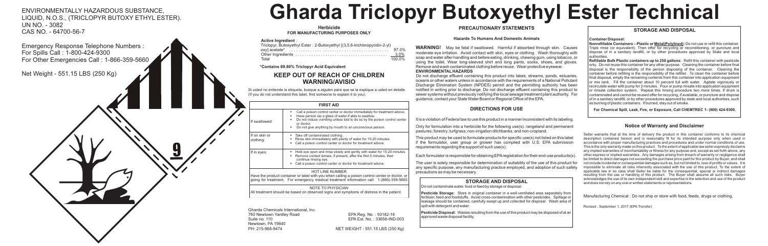ENVIRONMENTALLY HAZARDOUS SUBSTANCE, LIQUID, N.O.S., (TRICLOPYR BUTOXY ETHYL ESTER).
UN NO. - 3082
CAS NO. - 64700-56-7

Emergency Response Telephone Numbers :
For Spills Call : 1-800-424-9300
For Other Emergencies Call : 1-866-359-5660

Net Weight - 551.15 LBS (250 Kg)

9

# Gharda Triclopyr Butoxyethyl Ester Technical

**Herbicide**
**FOR MANUFACTURING PURPOSES ONLY**

**Active Ingredient** :

| | |
|---|---|
| Triclopyr, Butoxyethyl Ester : 2-Butoxyethyl [(3,5,6-trichloropyridin-2-yl) oxy] acetate* | 97.0% |
| Other Ingredients | 3.0% |
| Total | 100.0% |

*Contains 69.80% Triclopyr Acid Equivalent

## KEEP OUT OF REACH OF CHILDREN
## WARNING/AVISIO

Si usted no entiende la etiqueta, busque a aiguien para que se la explique a usted en detalle. (If you do not understand this label, find someone to explain it to you).

| FIRST AID | |
|---|---|
| If swallowed: | • Call a poison control center or doctor immediately for treatment advice.<br>• Have person sip a glass of water if able to swallow.<br>• Do not induce vomiting unless told to do so by the poison control center or doctor.<br>• Do not give anything by mouth to an unconscious person. |
| If on skin or clothing: | • Take off contaminated clothing.<br>• Rinse skin immediately with plenty of water for 15-20 minutes.<br>• Call a poison control center or doctor for treatment advice. |
| If in eyes: | • Hold eye open and rinse slowly and gently with water for 15-20 minutes.<br>• Remove contact lenses, if present, after the first 5 minutes, then continue rinsing eye.<br>• Call a poison control center or doctor for treatment advice. |
| HOT LINE NUMBER<br>Have the product container or label with you when calling a poison control center or doctor, or going for treatment. For emergency medical treatment information call: 1-(866)-359-5660 | |
| NOTE TO PHYSICIAN<br>All treatment should be based on observed signs and symptoms of distress in the patient. | |

Gharda Chemicals International, Inc.
760 Newtown Yardley Road
Suite no. 110
Newtown, PA 19840
PH: 215-968-9474

EPA Reg. No. : 93182-18
EPA Est. No. : 33658-IND-003

NET WEIGHT : 551.15 LBS (250 Kg)

## PRECAUTIONARY STATEMENTS

### Hazards To Humans And Domestic Animals

**WARNING!** May be fatal if swallowed. Harmful if absorbed through skin. Causes moderate eye irritation. Avoid contact with skin, eyes or clothing. Wash thoroughly with soap and water after handling and before eating, drinking, chewing gum, using tobacco, or using the toilet. Wear long-sleeved shirt and long pants, socks, shoes, and gloves. Remove and wash contaminated clothing before reuse. Wear protective eyewear.

**ENVIRONMENTAL HAZARDS**

Do not discharge effluent containing this product into lakes, streams, ponds, estuaries, oceans or other waters unless in accordance with the requirements of a National Pollutant Discharge Elimination System (NPDES) permit and the permitting authority has been notified in writing prior to discharge. Do not discharge effluent containing this product to sewer systems without previously notifying the local sewage treatment plant authority. For guidance, contact your State Water Board or Regional Office of the EPA.

## DIRECTIONS FOR USE

It is a violation of Federal law to use this product in a manner inconsistent with its labeling.

Only for formulation into a herbicide for the following use(s): rangeland and permanent pastures; forestry; turfgrass; non-irrigation ditchbanks; and non-cropland.

This product may be used to formulate products for specific use(s) not listed on this label if the formulator, user group or grower has complied with U.S. EPA submission requirements regarding the support of such use(s).

Each formulator is responsible for obtaining EPA registration for their end-use products(s).

The user is solely responsible for determination of suitability of the use of this product for any specific purpose, any manufacturing practice employed, and adoption of such safety precautions as may be necessary.

## STORAGE AND DISPOSAL

Do not contaminate water, food or feed by storage or disposal.

**Pesticide Storage:** Store in original container in a well-ventilated area separately from fertilizer, feed and foodstuffs. Avoid cross-contamination with other pesticides. Spillage or leakage should be contained, carefully swept up and collected for disposal. Wash area of spill with detergent and water.

**Pesticide Disposal:** Wastes resulting from the use of this product may be disposed of at an approved waste disposal facility.

## STORAGE AND DISPOSAL

**Container Disposal:**

**Nonrefillable Containers – Plastic or Metal(Polylined):** Do not use or refill this container. Triple rinse (or equivalent). Then offer for recycling or reconditioning, or puncture and dispose of in a sanitary landfill, or by other procedures approved by State and local authorities.

**Refillable Bulk Plastic containers up to 250 gallons:** Refill this container with pesticide only. Do not reuse this container for any other purpose. Cleaning the container before final disposal is the responsibility of the person disposing of the container. Cleaning the container before refilling is the responsibility of the refiller. To clean the container before final disposal, empty the remaining contents from this container into application equipment or mix tank. Fill the container about 10 percent full with water. Agitate vigorously or recirculate water with pump for 2 minutes. Pour or pump rinsate into application equipment or rinsate collection system. Repeat this rinsing procedure two more times. If drum is contaminated and cannot be reused offer for recycling, if available, or puncture and dispose of in a sanitary landfill, or by other procedures approved by state and local authorities, such as burning of plastic containers. If burned, stay out of smoke.

**For Chemical Spill, Leak, Fire, or Exposure, Call CHEMTREC 1- (800) 424-9300.**

## Notice of Warranty and Disclaimer

Seller warrants that at the time of delivery the product in this container conforms to its chemical description contained hereon and is reasonably fit for its intended purpose only when used in accordance with proper manufacturing practices and procedures and under normal conditions of use. This is the only warranty made on this product. To the extent of applicable law seller expressly disclaims any implied warranties of merchantability or fitness for any purpose and, except as set forth above, any other express or implied warranties. Any damages arising from breach of warranty or negligence shall be limited to direct damages not exceeding the purchase price paid for this product by Buyer, and shall not include incidental or consequential damages such as, but not limited to, loss of profits or values. It is impossible to eliminate all risks inherently associated with the use of this product. To the extent of applicable law in no case shall Seller be liable for the consequential, special or indirect damages resulting from the use or handling of this product. The Buyer shall assume all such risks. Buyer acknowledges the use of its own independent skill and expertise in the selection and use of the product and does not rely on any oral or written statements or representations.

Manufacturing Chemical : Do not ship or store with food, feeds, drugs or clothing.

Revised : September 1, 2017 (EPA Transfer)